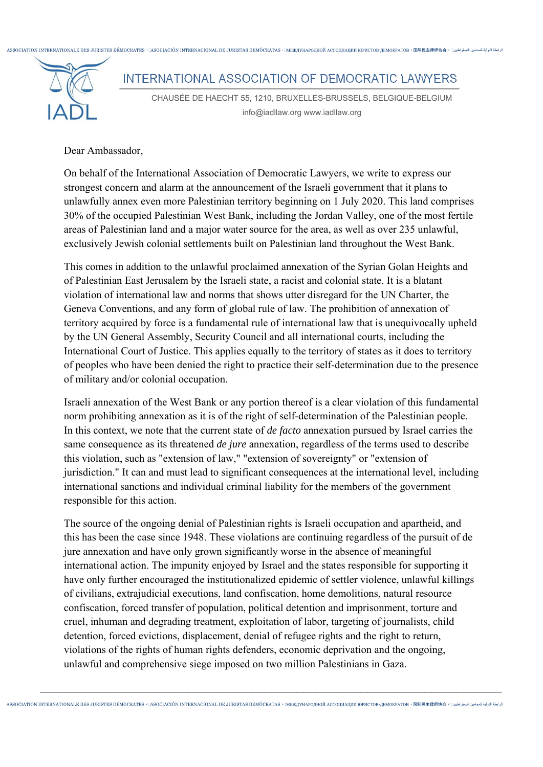# INTERNATIONAL ASSOCIATION OF DEMOCRATIC LAWYERS

CHAUSÉE DE HAECHT 55, 1210, BRUXELLES-BRUSSELS, BELGIQUE-BELGIUM

info@iadllaw.org www.iadllaw.org

Dear Ambassador,

On behalf of the International Association of Democratic Lawyers, we write to express our strongest concern and alarm at the announcement of the Israeli government that it plans to unlawfully annex even more Palestinian territory beginning on 1 July 2020. This land comprises 30% of the occupied Palestinian West Bank, including the Jordan Valley, one of the most fertile areas of Palestinian land and a major water source for the area, as well as over 235 unlawful, exclusively Jewish colonial settlements built on Palestinian land throughout the West Bank.

This comes in addition to the unlawful proclaimed annexation of the Syrian Golan Heights and of Palestinian East Jerusalem by the Israeli state, a racist and colonial state. It is a blatant violation of international law and norms that shows utter disregard for the UN Charter, the Geneva Conventions, and any form of global rule of law. The prohibition of annexation of territory acquired by force is a fundamental rule of international law that is unequivocally upheld by the UN General Assembly, Security Council and all international courts, including the International Court of Justice. This applies equally to the territory of states as it does to territory of peoples who have been denied the right to practice their self-determination due to the presence of military and/or colonial occupation.

Israeli annexation of the West Bank or any portion thereof is a clear violation of this fundamental norm prohibiting annexation as it is of the right of self-determination of the Palestinian people. In this context, we note that the current state of *de facto* annexation pursued by Israel carries the same consequence as its threatened *de jure* annexation, regardless of the terms used to describe this violation, such as "extension of law," "extension of sovereignty" or "extension of jurisdiction." It can and must lead to significant consequences at the international level, including international sanctions and individual criminal liability for the members of the government responsible for this action.

The source of the ongoing denial of Palestinian rights is Israeli occupation and apartheid, and this has been the case since 1948. These violations are continuing regardless of the pursuit of de jure annexation and have only grown significantly worse in the absence of meaningful international action. The impunity enjoyed by Israel and the states responsible for supporting it have only further encouraged the institutionalized epidemic of settler violence, unlawful killings of civilians, extrajudicial executions, land confiscation, home demolitions, natural resource confiscation, forced transfer of population, political detention and imprisonment, torture and cruel, inhuman and degrading treatment, exploitation of labor, targeting of journalists, child detention, forced evictions, displacement, denial of refugee rights and the right to return, violations of the rights of human rights defenders, economic deprivation and the ongoing, unlawful and comprehensive siege imposed on two million Palestinians in Gaza.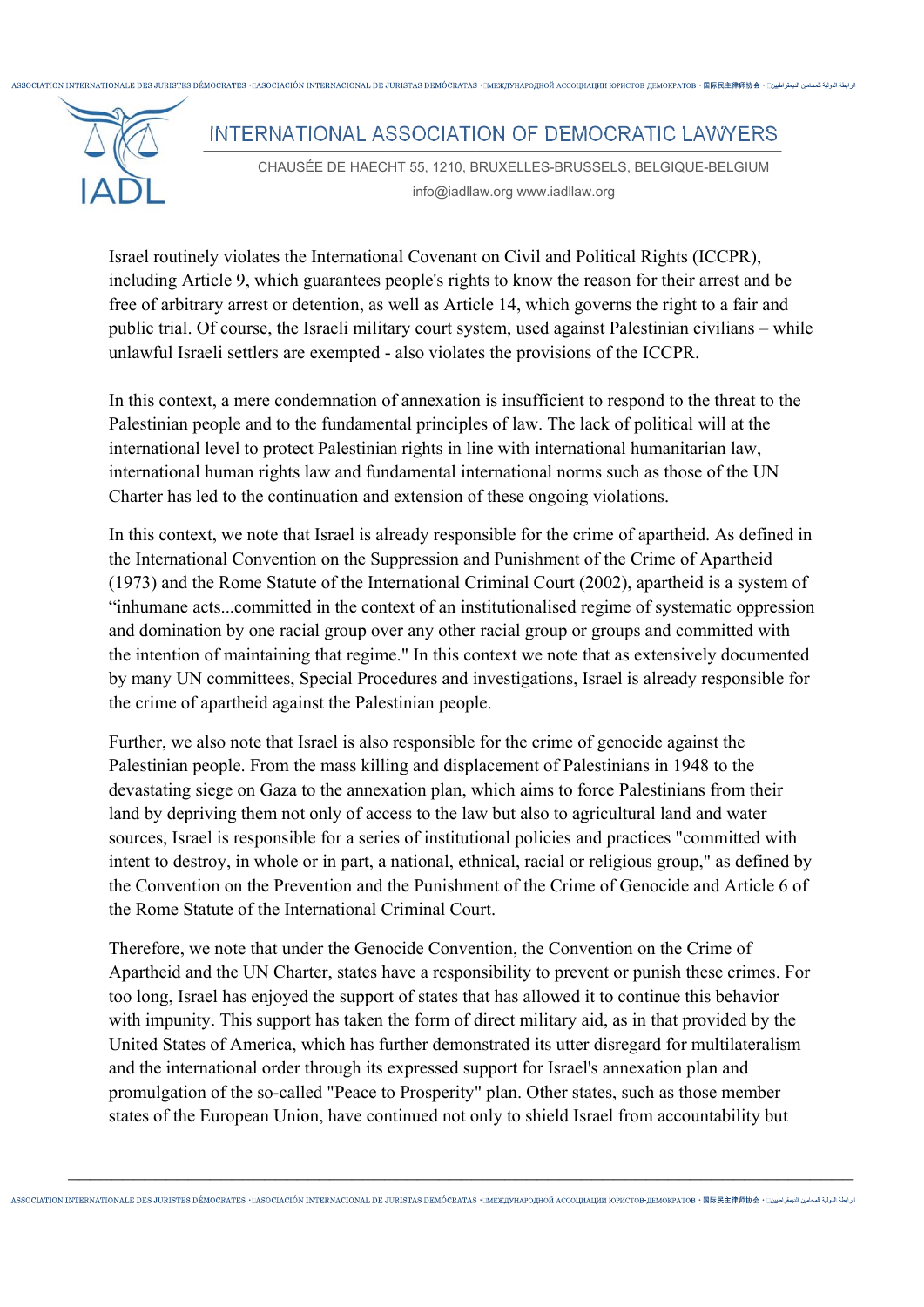Israel routinely violates the International Covenant on Civil and Political Rights (ICCPR), including Article 9, which guarantees people's rights to know the reason for their arrest and be free of arbitrary arrest or detention, as well as Article 14, which governs the right to a fair and public trial. Of course, the Israeli military court system, used against Palestinian civilians – while unlawful Israeli settlers are exempted - also violates the provisions of the ICCPR.

In this context, a mere condemnation of annexation is insufficient to respond to the threat to the Palestinian people and to the fundamental principles of law. The lack of political will at the international level to protect Palestinian rights in line with international humanitarian law, international human rights law and fundamental international norms such as those of the UN Charter has led to the continuation and extension of these ongoing violations.

In this context, we note that Israel is already responsible for the crime of apartheid. As defined in the International Convention on the Suppression and Punishment of the Crime of Apartheid (1973) and the Rome Statute of the International Criminal Court (2002), apartheid is a system of "inhumane acts...committed in the context of an institutionalised regime of systematic oppression and domination by one racial group over any other racial group or groups and committed with the intention of maintaining that regime." In this context we note that as extensively documented by many UN committees, Special Procedures and investigations, Israel is already responsible for the crime of apartheid against the Palestinian people.

Further, we also note that Israel is also responsible for the crime of genocide against the Palestinian people. From the mass killing and displacement of Palestinians in 1948 to the devastating siege on Gaza to the annexation plan, which aims to force Palestinians from their land by depriving them not only of access to the law but also to agricultural land and water sources, Israel is responsible for a series of institutional policies and practices "committed with intent to destroy, in whole or in part, a national, ethnical, racial or religious group," as defined by the Convention on the Prevention and the Punishment of the Crime of Genocide and Article 6 of the Rome Statute of the International Criminal Court.

Therefore, we note that under the Genocide Convention, the Convention on the Crime of Apartheid and the UN Charter, states have a responsibility to prevent or punish these crimes. For too long, Israel has enjoyed the support of states that has allowed it to continue this behavior with impunity. This support has taken the form of direct military aid, as in that provided by the United States of America, which has further demonstrated its utter disregard for multilateralism and the international order through its expressed support for Israel's annexation plan and promulgation of the so-called "Peace to Prosperity" plan. Other states, such as those member states of the European Union, have continued not only to shield Israel from accountability but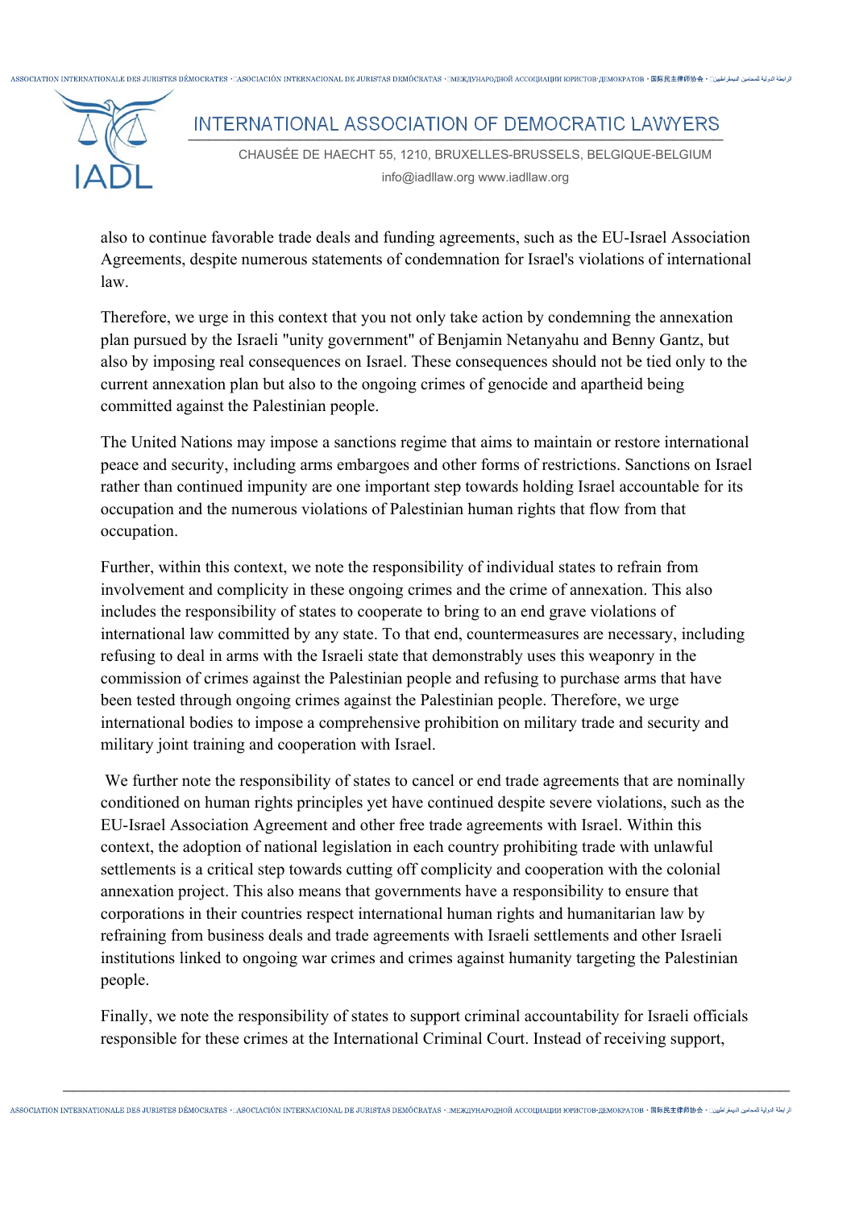also to continue favorable trade deals and funding agreements, such as the EU-Israel Association Agreements, despite numerous statements of condemnation for Israel's violations of international law.

Therefore, we urge in this context that you not only take action by condemning the annexation plan pursued by the Israeli "unity government" of Benjamin Netanyahu and Benny Gantz, but also by imposing real consequences on Israel. These consequences should not be tied only to the current annexation plan but also to the ongoing crimes of genocide and apartheid being committed against the Palestinian people.

The United Nations may impose a sanctions regime that aims to maintain or restore international peace and security, including arms embargoes and other forms of restrictions. Sanctions on Israel rather than continued impunity are one important step towards holding Israel accountable for its occupation and the numerous violations of Palestinian human rights that flow from that occupation.

Further, within this context, we note the responsibility of individual states to refrain from involvement and complicity in these ongoing crimes and the crime of annexation. This also includes the responsibility of states to cooperate to bring to an end grave violations of international law committed by any state. To that end, countermeasures are necessary, including refusing to deal in arms with the Israeli state that demonstrably uses this weaponry in the commission of crimes against the Palestinian people and refusing to purchase arms that have been tested through ongoing crimes against the Palestinian people. Therefore, we urge international bodies to impose a comprehensive prohibition on military trade and security and military joint training and cooperation with Israel.

We further note the responsibility of states to cancel or end trade agreements that are nominally conditioned on human rights principles yet have continued despite severe violations, such as the EU-Israel Association Agreement and other free trade agreements with Israel. Within this context, the adoption of national legislation in each country prohibiting trade with unlawful settlements is a critical step towards cutting off complicity and cooperation with the colonial annexation project. This also means that governments have a responsibility to ensure that corporations in their countries respect international human rights and humanitarian law by refraining from business deals and trade agreements with Israeli settlements and other Israeli institutions linked to ongoing war crimes and crimes against humanity targeting the Palestinian people.

Finally, we note the responsibility of states to support criminal accountability for Israeli officials responsible for these crimes at the International Criminal Court. Instead of receiving support,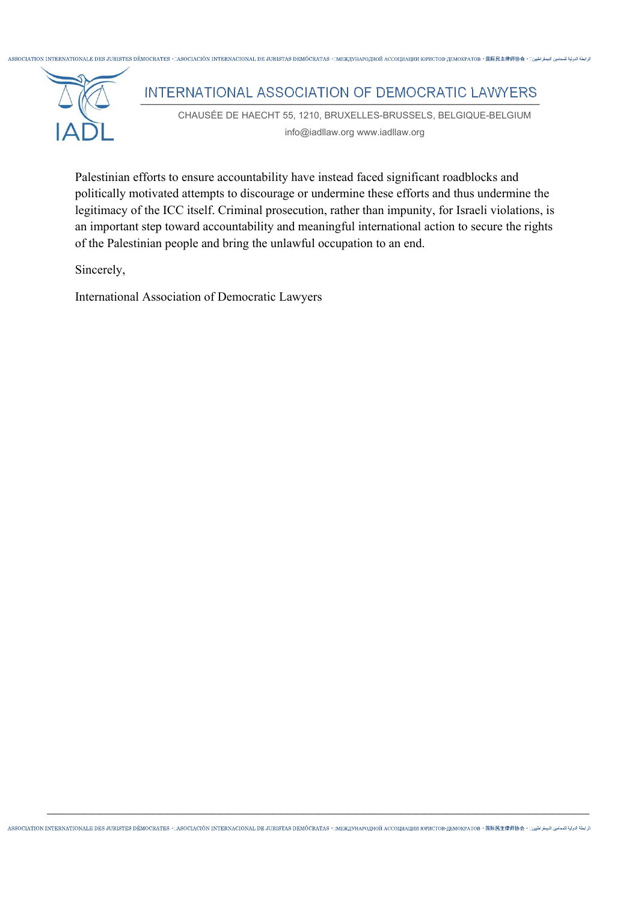Palestinian efforts to ensure accountability have instead faced significant roadblocks and politically motivated attempts to discourage or undermine these efforts and thus undermine the legitimacy of the ICC itself. Criminal prosecution, rather than impunity, for Israeli violations, is an important step toward accountability and meaningful international action to secure the rights of the Palestinian people and bring the unlawful occupation to an end.

Sincerely,

International Association of Democratic Lawyers